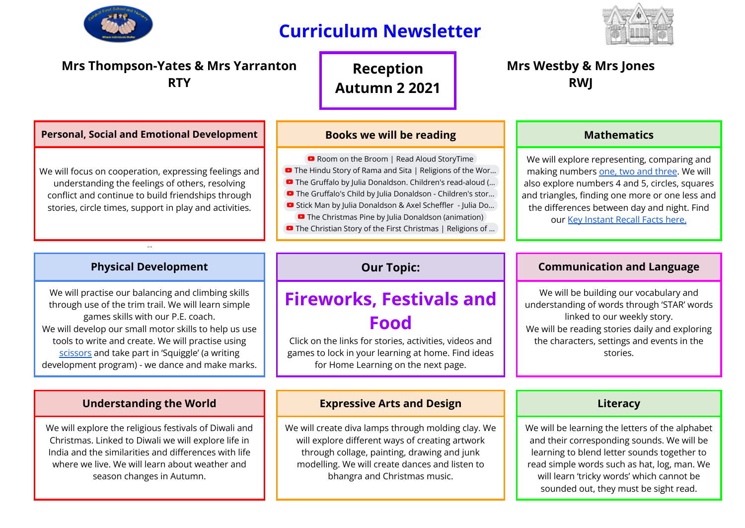# Curriculum Newsletter

**Mrs Thompson-Yates & Mrs Yarranton**
**RTY**

**Reception**
**Autumn 2 2021**

**Mrs Westby & Mrs Jones**
**RWJ**

## Personal, Social and Emotional Development

We will focus on cooperation, expressing feelings and understanding the feelings of others, resolving conflict and continue to build friendships through stories, circle times, support in play and activities.

## Books we will be reading

- Room on the Broom | Read Aloud StoryTime
- The Hindu Story of Rama and Sita | Religions of the Wor...
- The Gruffalo by Julia Donaldson. Children's read-aloud (...
- The Gruffalo's Child by Julia Donaldson - Children's stor...
- Stick Man by Julia Donaldson & Axel Scheffler - Julia Do...
- The Christmas Pine by Julia Donaldson (animation)
- The Christian Story of the First Christmas | Religions of ...

## Mathematics

We will explore representing, comparing and making numbers one, two and three. We will also explore numbers 4 and 5, circles, squares and triangles, finding one more or one less and the differences between day and night. Find our Key Instant Recall Facts here.

## Physical Development

We will practise our balancing and climbing skills through use of the trim trail. We will learn simple games skills with our P.E. coach.
We will develop our small motor skills to help us use tools to write and create. We will practise using scissors and take part in 'Squiggle' (a writing development program) - we dance and make marks.

## Our Topic:

# Fireworks, Festivals and Food

Click on the links for stories, activities, videos and games to lock in your learning at home. Find ideas for Home Learning on the next page.

## Communication and Language

We will be building our vocabulary and understanding of words through 'STAR' words linked to our weekly story.
We will be reading stories daily and exploring the characters, settings and events in the stories.

## Understanding the World

We will explore the religious festivals of Diwali and Christmas. Linked to Diwali we will explore life in India and the similarities and differences with life where we live. We will learn about weather and season changes in Autumn.

## Expressive Arts and Design

We will create diva lamps through molding clay. We will explore different ways of creating artwork through collage, painting, drawing and junk modelling. We will create dances and listen to bhangra and Christmas music.

## Literacy

We will be learning the letters of the alphabet and their corresponding sounds. We will be learning to blend letter sounds together to read simple words such as hat, log, man. We will learn 'tricky words' which cannot be sounded out, they must be sight read.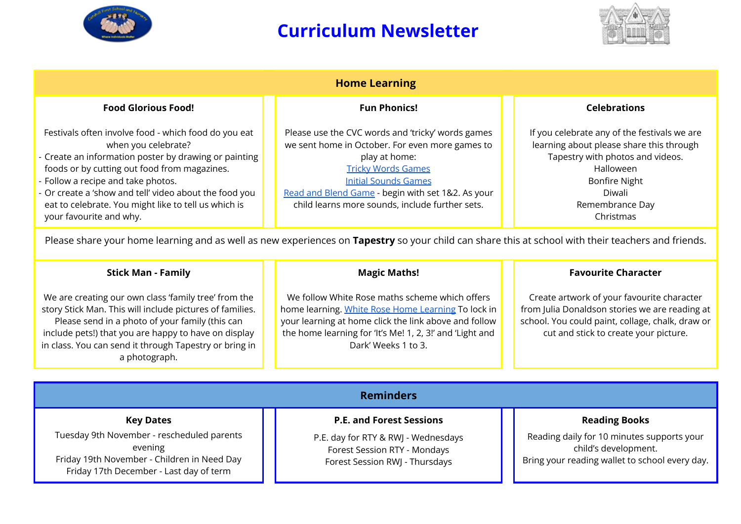# Curriculum Newsletter

## Home Learning

### Food Glorious Food!

Festivals often involve food - which food do you eat when you celebrate?

- Create an information poster by drawing or painting foods or by cutting out food from magazines.
- Follow a recipe and take photos.
- Or create a 'show and tell' video about the food you eat to celebrate. You might like to tell us which is your favourite and why.

### Fun Phonics!

Please use the CVC words and 'tricky' words games we sent home in October. For even more games to play at home:

Tricky Words Games

Initial Sounds Games

Read and Blend Game - begin with set 1&2. As your child learns more sounds, include further sets.

### Celebrations

If you celebrate any of the festivals we are learning about please share this through Tapestry with photos and videos.

Halloween
Bonfire Night
Diwali
Remembrance Day
Christmas

Please share your home learning and as well as new experiences on **Tapestry** so your child can share this at school with their teachers and friends.

### Stick Man - Family

We are creating our own class 'family tree' from the story Stick Man. This will include pictures of families. Please send in a photo of your family (this can include pets!) that you are happy to have on display in class. You can send it through Tapestry or bring in a photograph.

### Magic Maths!

We follow White Rose maths scheme which offers home learning. White Rose Home Learning To lock in your learning at home click the link above and follow the home learning for 'It's Me! 1, 2, 3!' and 'Light and Dark' Weeks 1 to 3.

### Favourite Character

Create artwork of your favourite character from Julia Donaldson stories we are reading at school. You could paint, collage, chalk, draw or cut and stick to create your picture.

## Reminders

### Key Dates

Tuesday 9th November - rescheduled parents evening
Friday 19th November - Children in Need Day
Friday 17th December - Last day of term

### P.E. and Forest Sessions

P.E. day for RTY & RWJ - Wednesdays
Forest Session RTY - Mondays
Forest Session RWJ - Thursdays

### Reading Books

Reading daily for 10 minutes supports your child's development.
Bring your reading wallet to school every day.